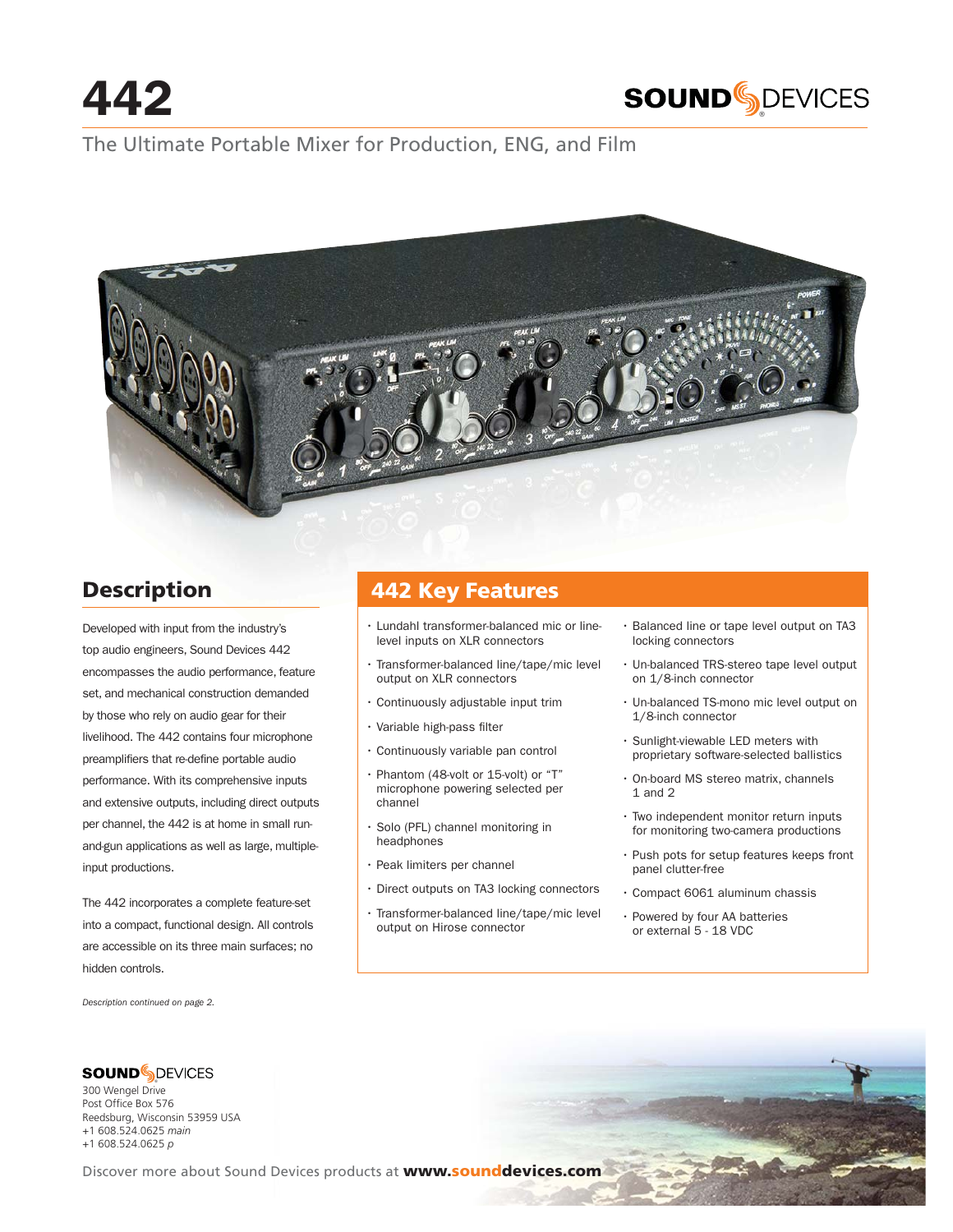# 442

SOUND DEVICES

The Ultimate Portable Mixer for Production, ENG, and Film

## Description

Developed with input from the industry's top audio engineers, Sound Devices 442 encompasses the audio performance, feature set, and mechanical construction demanded by those who rely on audio gear for their livelihood. The 442 contains four microphone preamplifiers that re-define portable audio performance. With its comprehensive inputs and extensive outputs, including direct outputs per channel, the 442 is at home in small run-and-gun applications as well as large, multiple-input productions.

The 442 incorporates a complete feature-set into a compact, functional design. All controls are accessible on its three main surfaces; no hidden controls.

*Description continued on page 2.*

## 442 Key Features

- Lundahl transformer-balanced mic or line-level inputs on XLR connectors
- Transformer-balanced line/tape/mic level output on XLR connectors
- Continuously adjustable input trim
- Variable high-pass filter
- Continuously variable pan control
- Phantom (48-volt or 15-volt) or "T" microphone powering selected per channel
- Solo (PFL) channel monitoring in headphones
- Peak limiters per channel
- Direct outputs on TA3 locking connectors
- Transformer-balanced line/tape/mic level output on Hirose connector
- Balanced line or tape level output on TA3 locking connectors
- Un-balanced TRS-stereo tape level output on 1/8-inch connector
- Un-balanced TS-mono mic level output on 1/8-inch connector
- Sunlight-viewable LED meters with proprietary software-selected ballistics
- On-board MS stereo matrix, channels 1 and 2
- Two independent monitor return inputs for monitoring two-camera productions
- Push pots for setup features keeps front panel clutter-free
- Compact 6061 aluminum chassis
- Powered by four AA batteries or external 5 - 18 VDC

SOUND DEVICES
300 Wengel Drive
Post Office Box 576
Reedsburg, Wisconsin 53959 USA
+1 608.524.0625 *main*
+1 608.524.0625 *p*

Discover more about Sound Devices products at **www.sounddevices.com**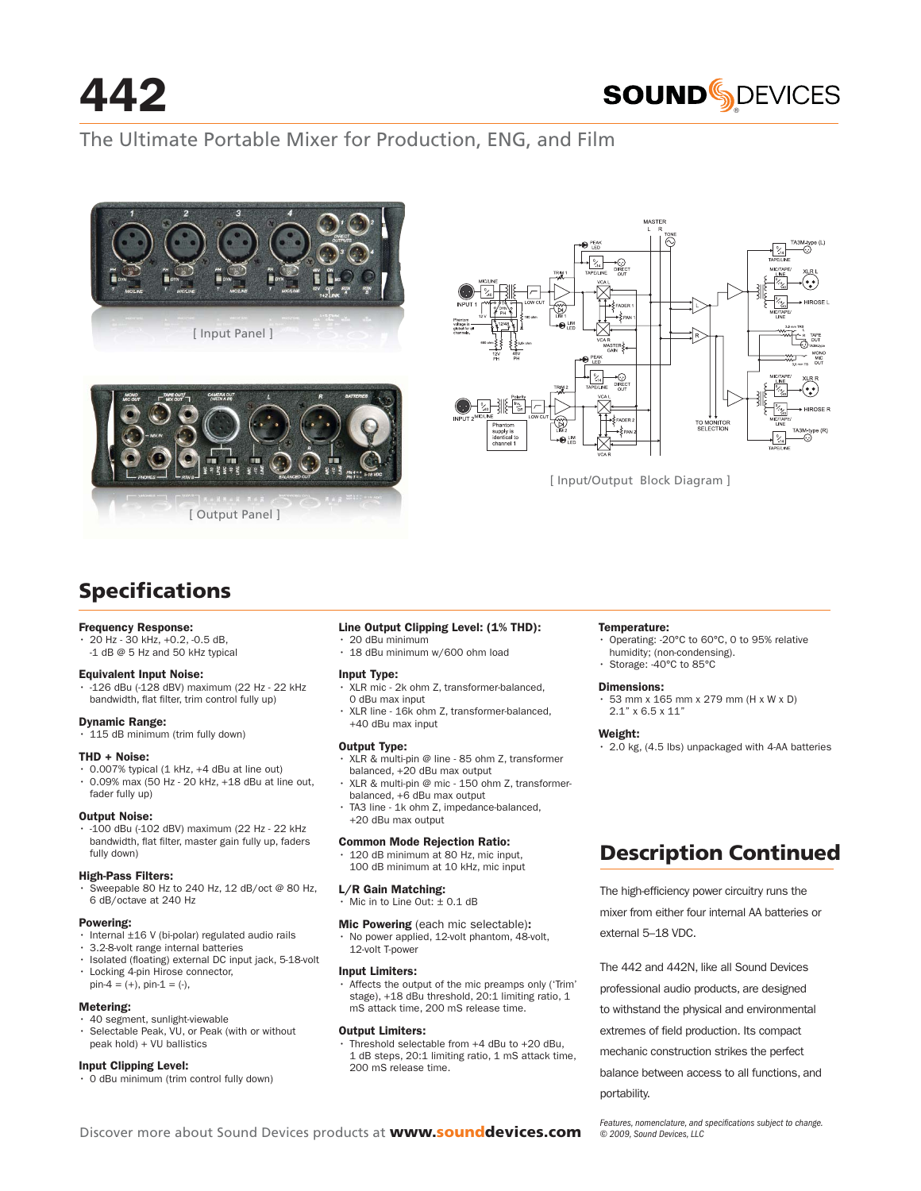# 442

The Ultimate Portable Mixer for Production, ENG, and Film

[ Input Panel ]

[ Output Panel ]

[ Input/Output Block Diagram ]

## Specifications

**Frequency Response:**
- 20 Hz - 30 kHz, +0.2, -0.5 dB, -1 dB @ 5 Hz and 50 kHz typical

**Equivalent Input Noise:**
- -126 dBu (-128 dBV) maximum (22 Hz - 22 kHz bandwidth, flat filter, trim control fully up)

**Dynamic Range:**
- 115 dB minimum (trim fully down)

**THD + Noise:**
- 0.007% typical (1 kHz, +4 dBu at line out)
- 0.09% max (50 Hz - 20 kHz, +18 dBu at line out, fader fully up)

**Output Noise:**
- -100 dBu (-102 dBV) maximum (22 Hz - 22 kHz bandwidth, flat filter, master gain fully up, faders fully down)

**High-Pass Filters:**
- Sweepable 80 Hz to 240 Hz, 12 dB/oct @ 80 Hz, 6 dB/octave at 240 Hz

**Powering:**
- Internal ±16 V (bi-polar) regulated audio rails
- 3.2-8-volt range internal batteries
- Isolated (floating) external DC input jack, 5-18-volt
- Locking 4-pin Hirose connector, pin-4 = (+), pin-1 = (-),

**Metering:**
- 40 segment, sunlight-viewable
- Selectable Peak, VU, or Peak (with or without peak hold) + VU ballistics

**Input Clipping Level:**
- 0 dBu minimum (trim control fully down)

**Line Output Clipping Level: (1% THD):**
- 20 dBu minimum
- 18 dBu minimum w/600 ohm load

**Input Type:**
- XLR mic - 2k ohm Z, transformer-balanced, 0 dBu max input
- XLR line - 16k ohm Z, transformer-balanced, +40 dBu max input

**Output Type:**
- XLR & multi-pin @ line - 85 ohm Z, transformer balanced, +20 dBu max output
- XLR & multi-pin @ mic - 150 ohm Z, transformer-balanced, +6 dBu max output
- TA3 line - 1k ohm Z, impedance-balanced, +20 dBu max output

**Common Mode Rejection Ratio:**
- 120 dB minimum at 80 Hz, mic input, 100 dB minimum at 10 kHz, mic input

**L/R Gain Matching:**
- Mic in to Line Out: ± 0.1 dB

**Mic Powering** (each mic selectable)**:**
- No power applied, 12-volt phantom, 48-volt, 12-volt T-power

**Input Limiters:**
- Affects the output of the mic preamps only ('Trim' stage), +18 dBu threshold, 20:1 limiting ratio, 1 mS attack time, 200 mS release time.

**Output Limiters:**
- Threshold selectable from +4 dBu to +20 dBu, 1 dB steps, 20:1 limiting ratio, 1 mS attack time, 200 mS release time.

**Temperature:**
- Operating: -20°C to 60°C, 0 to 95% relative humidity; (non-condensing).
- Storage: -40°C to 85°C

**Dimensions:**
- 53 mm x 165 mm x 279 mm (H x W x D) 2.1" x 6.5 x 11"

**Weight:**
- 2.0 kg, (4.5 lbs) unpackaged with 4-AA batteries

## Description Continued

The high-efficiency power circuitry runs the mixer from either four internal AA batteries or external 5–18 VDC.

The 442 and 442N, like all Sound Devices professional audio products, are designed to withstand the physical and environmental extremes of field production. Its compact mechanic construction strikes the perfect balance between access to all functions, and portability.

Discover more about Sound Devices products at **www.sounddevices.com**

*Features, nomenclature, and specifications subject to change.*
*© 2009, Sound Devices, LLC*